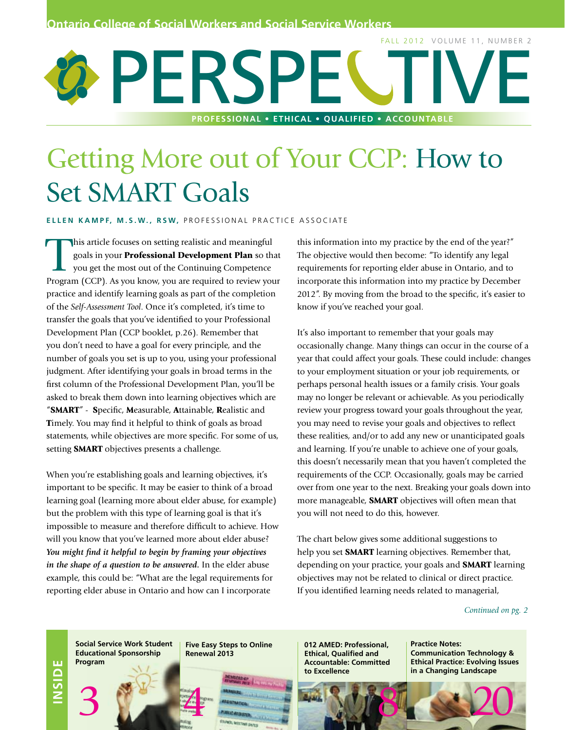Ontario College of Social Workers and Social Service Workers

FALL 2012 VOLUME 11, NUMBER 2

# PERSPECTIVE

PROFESSIONAL • ETHICAL • QUALIFIED • ACCOUNTABLE

## Getting More out of Your CCP: How to Set SMART Goals

**ELLEN KAMPF, M.S.W., RSW,** PROFESSIONAL PRACTICE ASSOCIATE

This article focuses on setting realistic and meaningful goals in your **Professional Development Plan** so that you get the most out of the Continuing Competence Program (CCP). As you know, you are required to review your practice and identify learning goals as part of the completion of the *Self-Assessment Tool*. Once it's completed, it's time to transfer the goals that you've identified to your Professional Development Plan (CCP booklet, p.26). Remember that you don't need to have a goal for every principle, and the number of goals you set is up to you, using your professional judgment. After identifying your goals in broad terms in the first column of the Professional Development Plan, you'll be asked to break them down into learning objectives which are "**SMART**" - **S**pecific, **M**easurable, **A**ttainable, **R**ealistic and **T**imely. You may find it helpful to think of goals as broad statements, while objectives are more specific. For some of us, setting **SMART** objectives presents a challenge.

When you're establishing goals and learning objectives, it's important to be specific. It may be easier to think of a broad learning goal (learning more about elder abuse, for example) but the problem with this type of learning goal is that it's impossible to measure and therefore difficult to achieve. How will you know that you've learned more about elder abuse? ***You might find it helpful to begin by framing your objectives in the shape of a question to be answered.*** In the elder abuse example, this could be: "What are the legal requirements for reporting elder abuse in Ontario and how can I incorporate this information into my practice by the end of the year?" The objective would then become: "To identify any legal requirements for reporting elder abuse in Ontario, and to incorporate this information into my practice by December 2012". By moving from the broad to the specific, it's easier to know if you've reached your goal.

It's also important to remember that your goals may occasionally change. Many things can occur in the course of a year that could affect your goals. These could include: changes to your employment situation or your job requirements, or perhaps personal health issues or a family crisis. Your goals may no longer be relevant or achievable. As you periodically review your progress toward your goals throughout the year, you may need to revise your goals and objectives to reflect these realities, and/or to add any new or unanticipated goals and learning. If you're unable to achieve one of your goals, this doesn't necessarily mean that you haven't completed the requirements of the CCP. Occasionally, goals may be carried over from one year to the next. Breaking your goals down into more manageable, **SMART** objectives will often mean that you will not need to do this, however.

The chart below gives some additional suggestions to help you set **SMART** learning objectives. Remember that, depending on your practice, your goals and **SMART** learning objectives may not be related to clinical or direct practice. If you identified learning needs related to managerial,

*Continued on pg. 2*

**INSIDE**

- Social Service Work Student Educational Sponsorship Program — 3
- Five Easy Steps to Online Renewal 2013 — 4
- 2012 AMED: Professional, Ethical, Qualified and Accountable: Committed to Excellence — 8
- Practice Notes: Communication Technology & Ethical Practice: Evolving Issues in a Changing Landscape — 20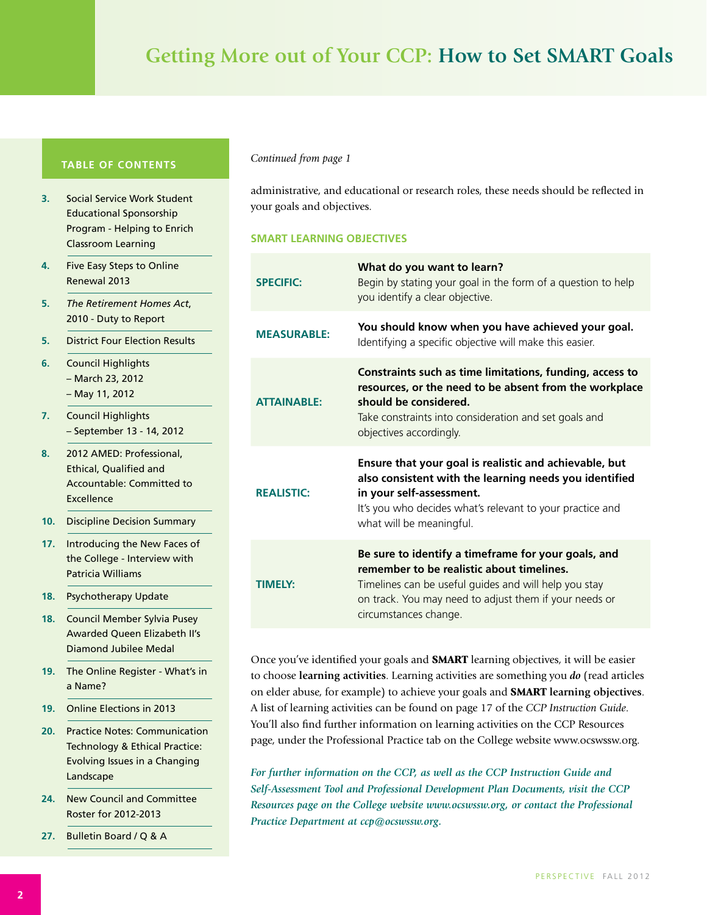# Getting More out of Your CCP: How to Set SMART Goals

## TABLE OF CONTENTS

- **3.** Social Service Work Student Educational Sponsorship Program - Helping to Enrich Classroom Learning
- **4.** Five Easy Steps to Online Renewal 2013
- **5.** *The Retirement Homes Act*, 2010 - Duty to Report
- **5.** District Four Election Results
- **6.** Council Highlights – March 23, 2012 – May 11, 2012
- **7.** Council Highlights – September 13 - 14, 2012
- **8.** 2012 AMED: Professional, Ethical, Qualified and Accountable: Committed to Excellence
- **10.** Discipline Decision Summary
- **17.** Introducing the New Faces of the College - Interview with Patricia Williams
- **18.** Psychotherapy Update
- **18.** Council Member Sylvia Pusey Awarded Queen Elizabeth II's Diamond Jubilee Medal
- **19.** The Online Register - What's in a Name?
- **19.** Online Elections in 2013
- **20.** Practice Notes: Communication Technology & Ethical Practice: Evolving Issues in a Changing Landscape
- **24.** New Council and Committee Roster for 2012-2013
- **27.** Bulletin Board / Q & A

*Continued from page 1*

administrative, and educational or research roles, these needs should be reflected in your goals and objectives.

### SMART LEARNING OBJECTIVES

| | |
|---|---|
| **SPECIFIC:** | **What do you want to learn?** Begin by stating your goal in the form of a question to help you identify a clear objective. |
| **MEASURABLE:** | **You should know when you have achieved your goal.** Identifying a specific objective will make this easier. |
| **ATTAINABLE:** | **Constraints such as time limitations, funding, access to resources, or the need to be absent from the workplace should be considered.** Take constraints into consideration and set goals and objectives accordingly. |
| **REALISTIC:** | **Ensure that your goal is realistic and achievable, but also consistent with the learning needs you identified in your self-assessment.** It's you who decides what's relevant to your practice and what will be meaningful. |
| **TIMELY:** | **Be sure to identify a timeframe for your goals, and remember to be realistic about timelines.** Timelines can be useful guides and will help you stay on track. You may need to adjust them if your needs or circumstances change. |

Once you've identified your goals and **SMART** learning objectives, it will be easier to choose **learning activities**. Learning activities are something you ***do*** (read articles on elder abuse, for example) to achieve your goals and **SMART learning objectives**. A list of learning activities can be found on page 17 of the *CCP Instruction Guide*. You'll also find further information on learning activities on the CCP Resources page, under the Professional Practice tab on the College website www.ocswssw.org.

*For further information on the CCP, as well as the CCP Instruction Guide and Self-Assessment Tool and Professional Development Plan Documents, visit the CCP Resources page on the College website www.ocswssw.org, or contact the Professional Practice Department at ccp@ocswssw.org.*